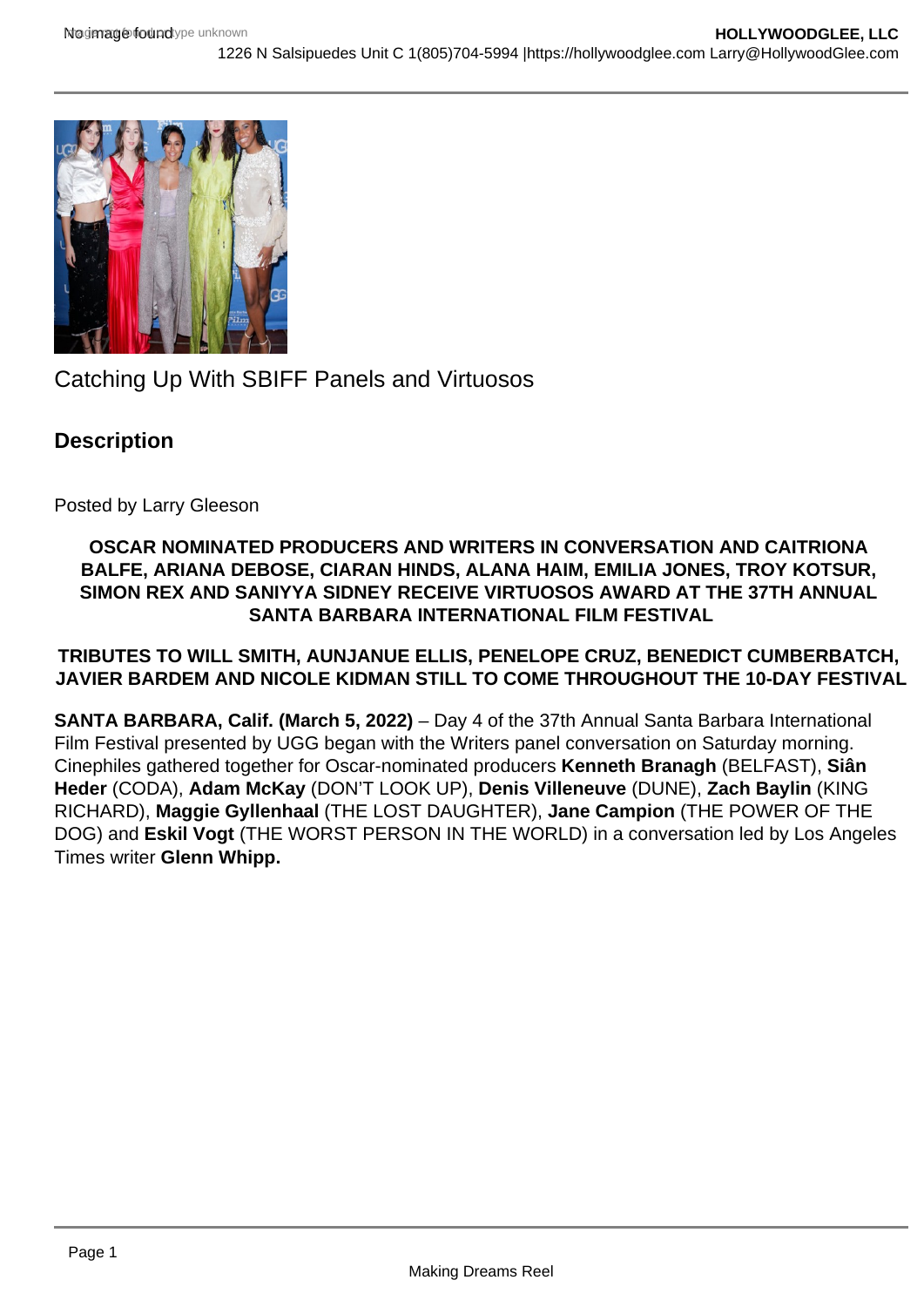Catching Up With SBIFF Panels and Virtuosos

## Description

Posted by Larry Gleeson

**OSCAR NOMINATED PRODUCERS AND WRITERS IN CONVERSATION AND CAITRIONA BALFE, ARIANA DEBOSE, CIARAN HINDS, ALANA HAIM, EMILIA JONES, TROY KOTSUR, SIMON REX AND SANIYYA SIDNEY RECEIVE VIRTUOSOS AWARD AT THE 37TH ANNUAL SANTA BARBARA INTERNATIONAL FILM FESTIVAL**

**TRIBUTES TO WILL SMITH, AUNJANUE ELLIS, PENELOPE CRUZ, BENEDICT CUMBERBATCH, JAVIER BARDEM AND NICOLE KIDMAN STILL TO COME THROUGHOUT THE 10-DAY FESTIVAL**

**SANTA BARBARA, Calif. (March 5, 2022)** – Day 4 of the 37th Annual Santa Barbara International Film Festival presented by UGG began with the Writers panel conversation on Saturday morning. Cinephiles gathered together for Oscar-nominated producers **Kenneth Branagh** (BELFAST), **Siân Heder** (CODA), **Adam McKay** (DON'T LOOK UP), **Denis Villeneuve** (DUNE), **Zach Baylin** (KING RICHARD), **Maggie Gyllenhaal** (THE LOST DAUGHTER), **Jane Campion** (THE POWER OF THE DOG) and **Eskil Vogt** (THE WORST PERSON IN THE WORLD) in a conversation led by Los Angeles Times writer **Glenn Whipp.**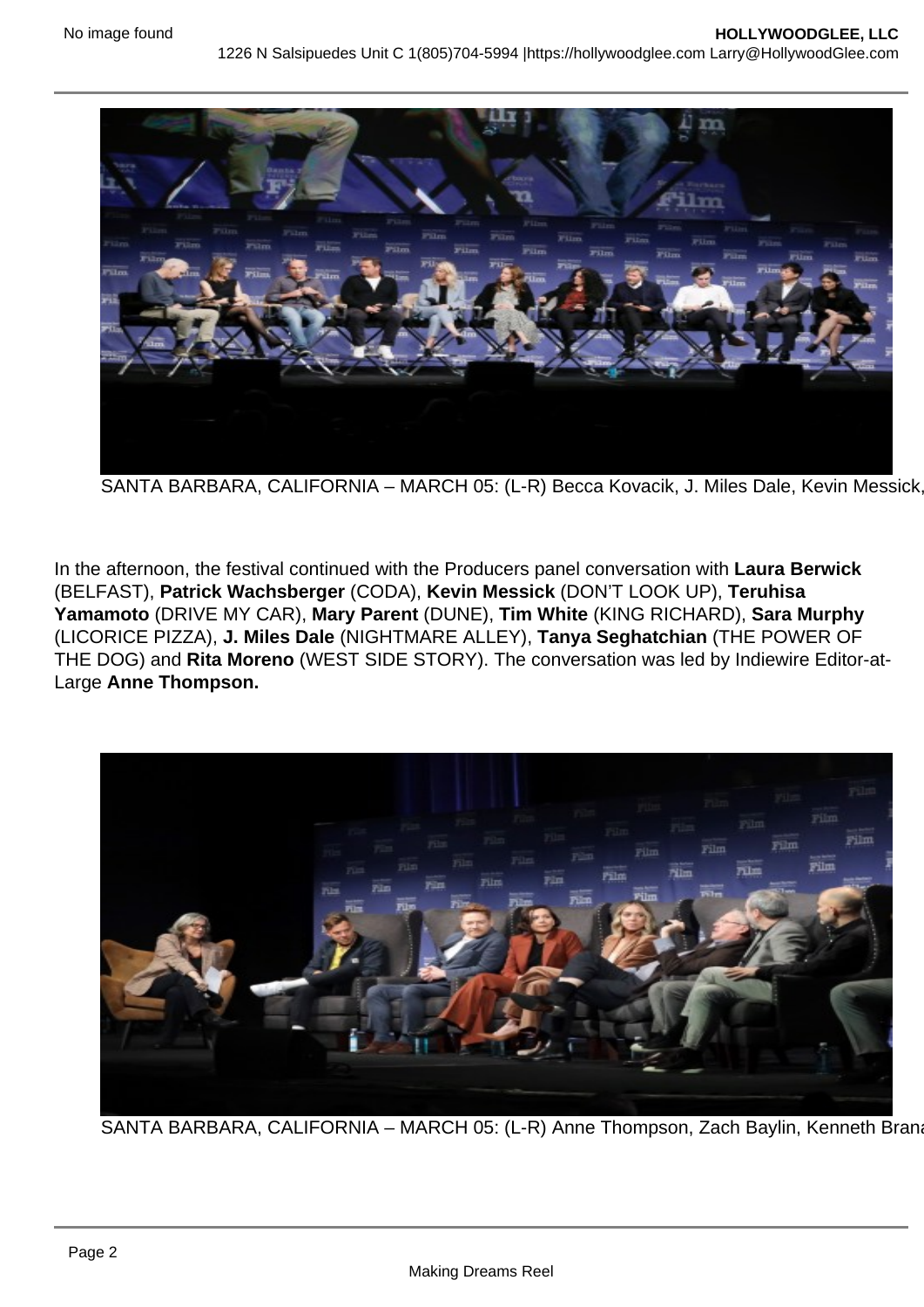SANTA BARBARA, CALIFORNIA – MARCH 05: (L-R) Becca Kovacik, J. Miles Dale, Kevin Messick,

In the afternoon, the festival continued with the Producers panel conversation with **Laura Berwick** (BELFAST), **Patrick Wachsberger** (CODA), **Kevin Messick** (DON'T LOOK UP), **Teruhisa Yamamoto** (DRIVE MY CAR), **Mary Parent** (DUNE), **Tim White** (KING RICHARD), **Sara Murphy** (LICORICE PIZZA), **J. Miles Dale** (NIGHTMARE ALLEY), **Tanya Seghatchian** (THE POWER OF THE DOG) and **Rita Moreno** (WEST SIDE STORY). The conversation was led by Indiewire Editor-at-Large **Anne Thompson.**

SANTA BARBARA, CALIFORNIA – MARCH 05: (L-R) Anne Thompson, Zach Baylin, Kenneth Brana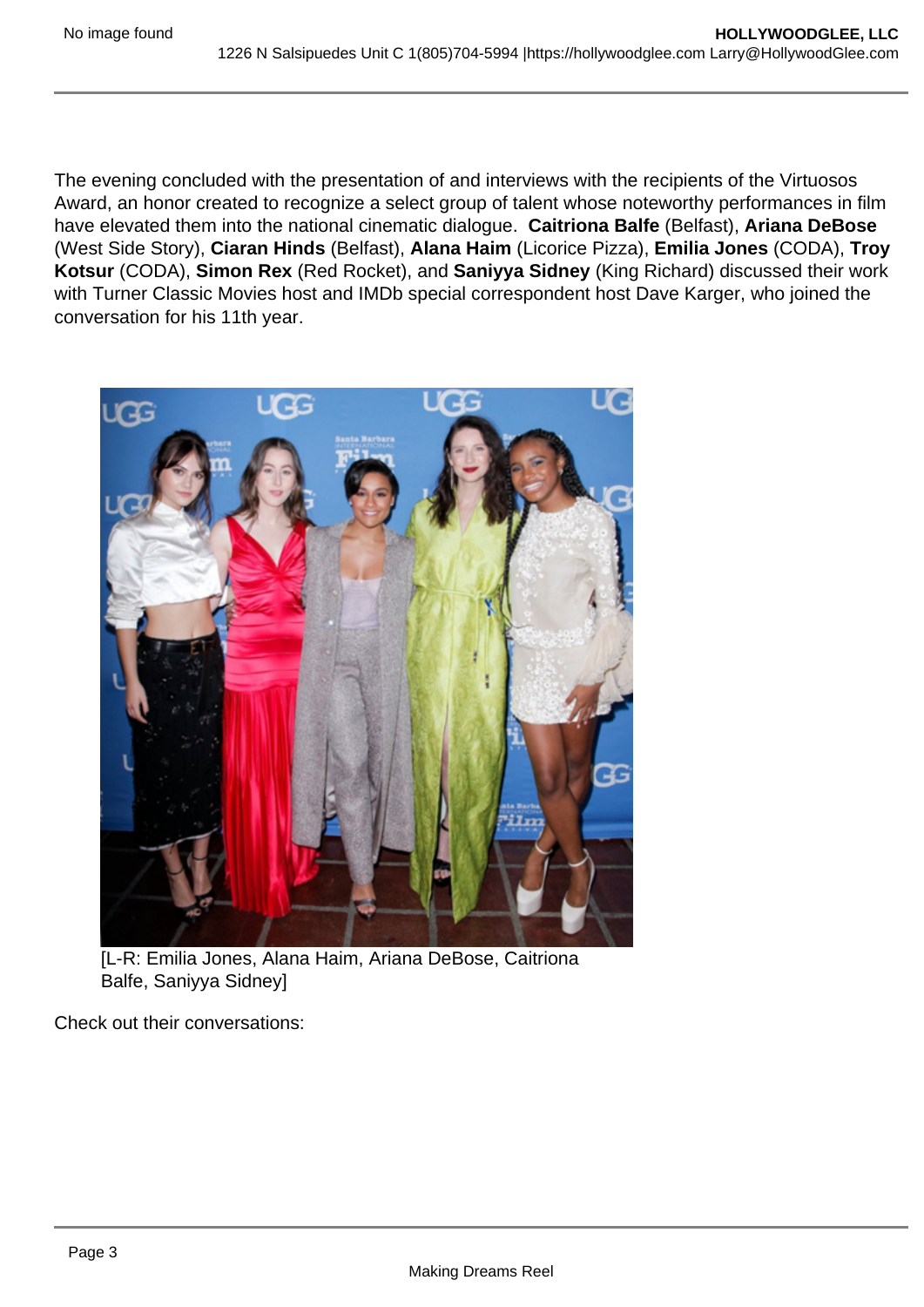The evening concluded with the presentation of and interviews with the recipients of the Virtuosos Award, an honor created to recognize a select group of talent whose noteworthy performances in film have elevated them into the national cinematic dialogue.  **Caitriona Balfe** (Belfast), **Ariana DeBose** (West Side Story), **Ciaran Hinds** (Belfast), **Alana Haim** (Licorice Pizza), **Emilia Jones** (CODA), **Troy Kotsur** (CODA), **Simon Rex** (Red Rocket), and **Saniyya Sidney** (King Richard) discussed their work with Turner Classic Movies host and IMDb special correspondent host Dave Karger, who joined the conversation for his 11th year.

[L-R: Emilia Jones, Alana Haim, Ariana DeBose, Caitriona Balfe, Saniyya Sidney]

Check out their conversations: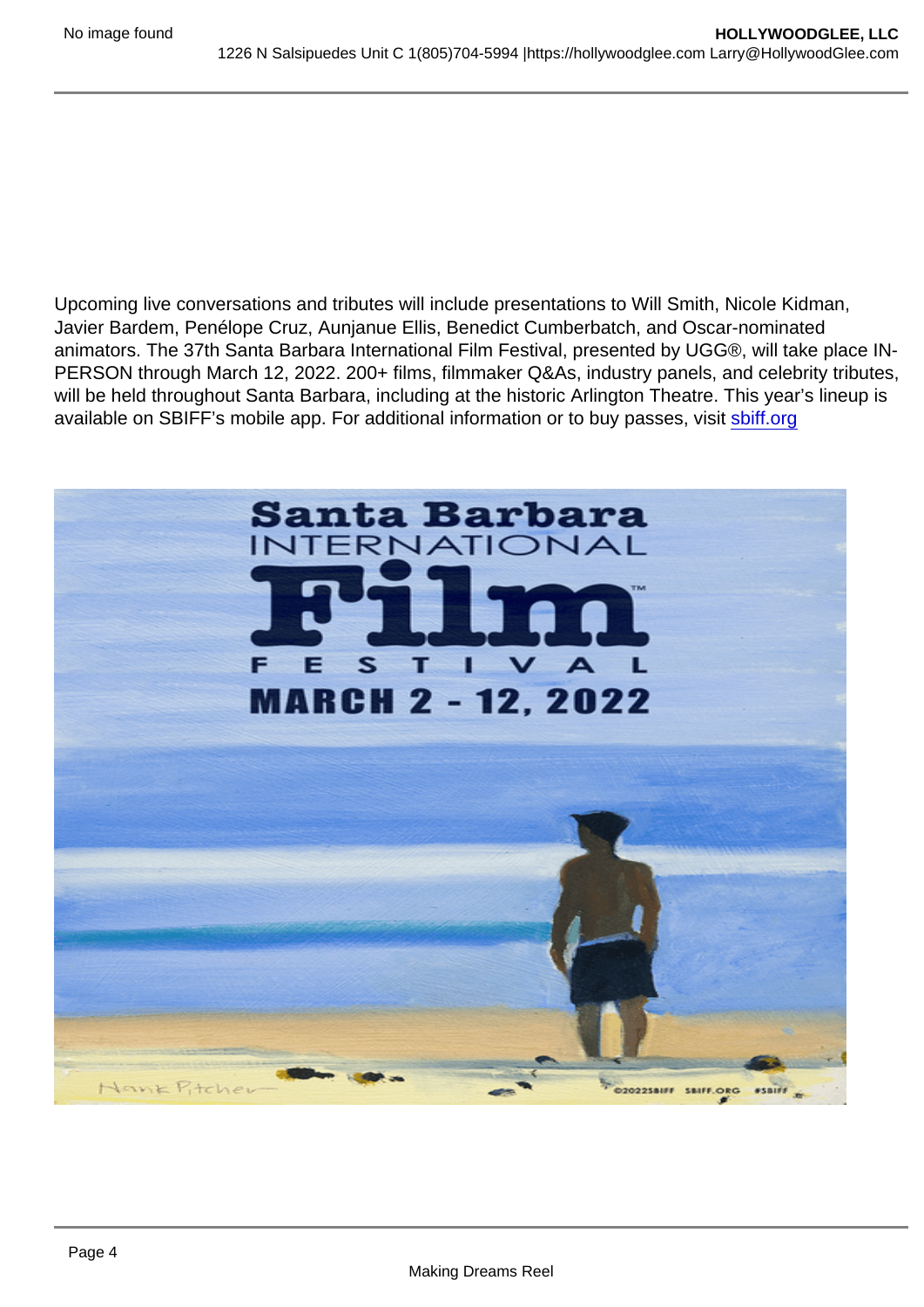Upcoming live conversations and tributes will include presentations to Will Smith, Nicole Kidman, Javier Bardem, Penélope Cruz, Aunjanue Ellis, Benedict Cumberbatch, and Oscar-nominated animators. The 37th Santa Barbara International Film Festival, presented by UGG®, will take place IN-PERSON through March 12, 2022. 200+ films, filmmaker Q&As, industry panels, and celebrity tributes, will be held throughout Santa Barbara, including at the historic Arlington Theatre. This year's lineup is available on SBIFF's mobile app. For additional information or to buy passes, visit [sbiff.org](https://sbiff.org)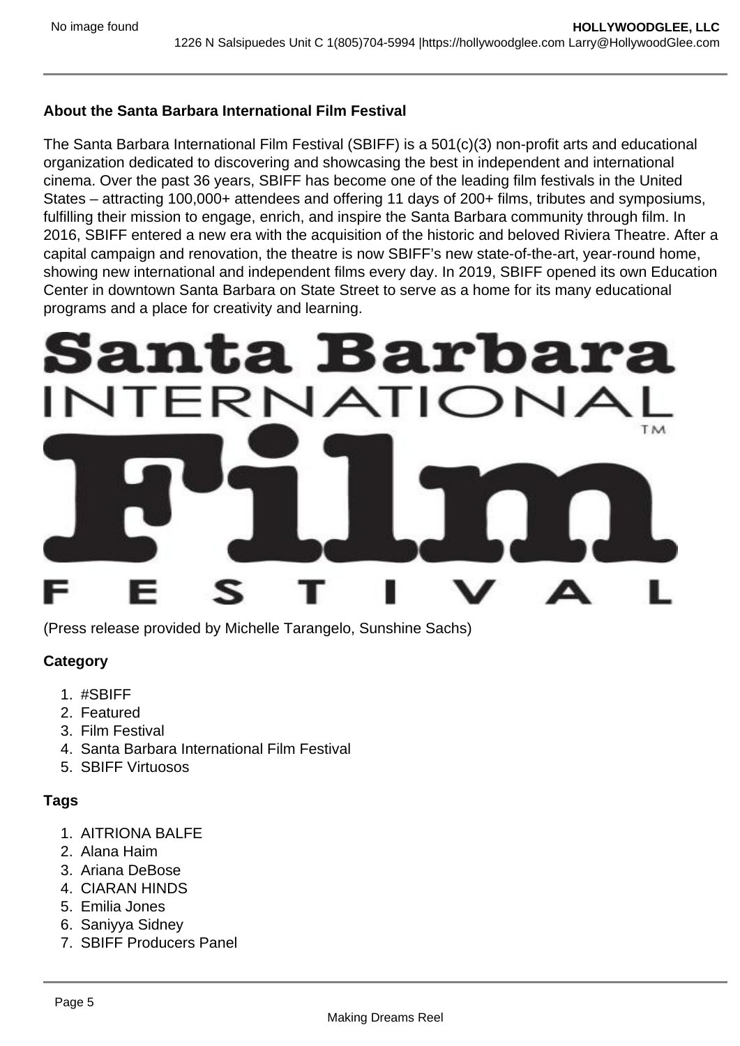**About the Santa Barbara International Film Festival**

The Santa Barbara International Film Festival (SBIFF) is a 501(c)(3) non-profit arts and educational organization dedicated to discovering and showcasing the best in independent and international cinema. Over the past 36 years, SBIFF has become one of the leading film festivals in the United States – attracting 100,000+ attendees and offering 11 days of 200+ films, tributes and symposiums, fulfilling their mission to engage, enrich, and inspire the Santa Barbara community through film. In 2016, SBIFF entered a new era with the acquisition of the historic and beloved Riviera Theatre. After a capital campaign and renovation, the theatre is now SBIFF's new state-of-the-art, year-round home, showing new international and independent films every day. In 2019, SBIFF opened its own Education Center in downtown Santa Barbara on State Street to serve as a home for its many educational programs and a place for creativity and learning.

Santa Barbara INTERNATIONAL Film FESTIVAL

(Press release provided by Michelle Tarangelo, Sunshine Sachs)

**Category**

1. #SBIFF
2. Featured
3. Film Festival
4. Santa Barbara International Film Festival
5. SBIFF Virtuosos

**Tags**

1. AITRIONA BALFE
2. Alana Haim
3. Ariana DeBose
4. CIARAN HINDS
5. Emilia Jones
6. Saniyya Sidney
7. SBIFF Producers Panel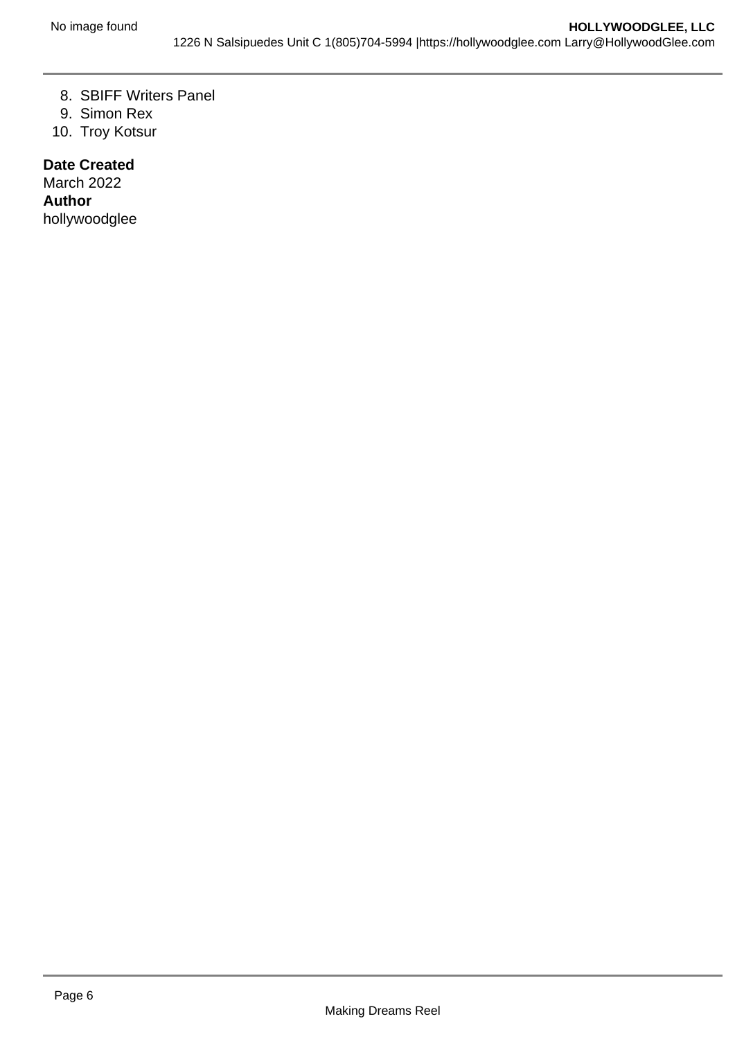8. SBIFF Writers Panel
9. Simon Rex
10. Troy Kotsur

**Date Created**
March 2022
**Author**
hollywoodglee